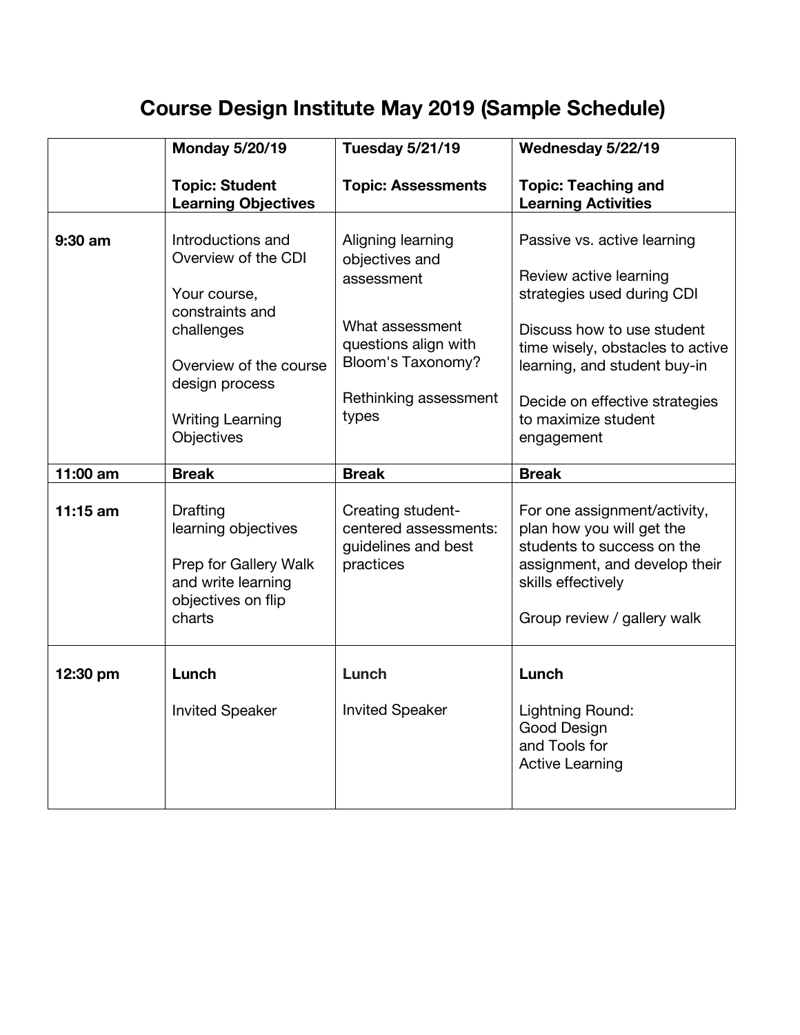# Course Design Institute May 2019 (Sample Schedule)

| | **Monday 5/20/19**<br><br>**Topic: Student Learning Objectives** | **Tuesday 5/21/19**<br><br>**Topic: Assessments** | **Wednesday 5/22/19**<br><br>**Topic: Teaching and Learning Activities** |
|---|---|---|---|
| **9:30 am** | Introductions and Overview of the CDI<br><br>Your course, constraints and challenges<br><br>Overview of the course design process<br><br>Writing Learning Objectives | Aligning learning objectives and assessment<br><br>What assessment questions align with Bloom's Taxonomy?<br><br>Rethinking assessment types | Passive vs. active learning<br><br>Review active learning strategies used during CDI<br><br>Discuss how to use student time wisely, obstacles to active learning, and student buy-in<br><br>Decide on effective strategies to maximize student engagement |
| **11:00 am** | **Break** | **Break** | **Break** |
| **11:15 am** | Drafting learning objectives<br><br>Prep for Gallery Walk and write learning objectives on flip charts | Creating student-centered assessments: guidelines and best practices | For one assignment/activity, plan how you will get the students to success on the assignment, and develop their skills effectively<br><br>Group review / gallery walk |
| **12:30 pm** | **Lunch**<br><br>Invited Speaker | **Lunch**<br><br>Invited Speaker | **Lunch**<br><br>Lightning Round: Good Design and Tools for Active Learning |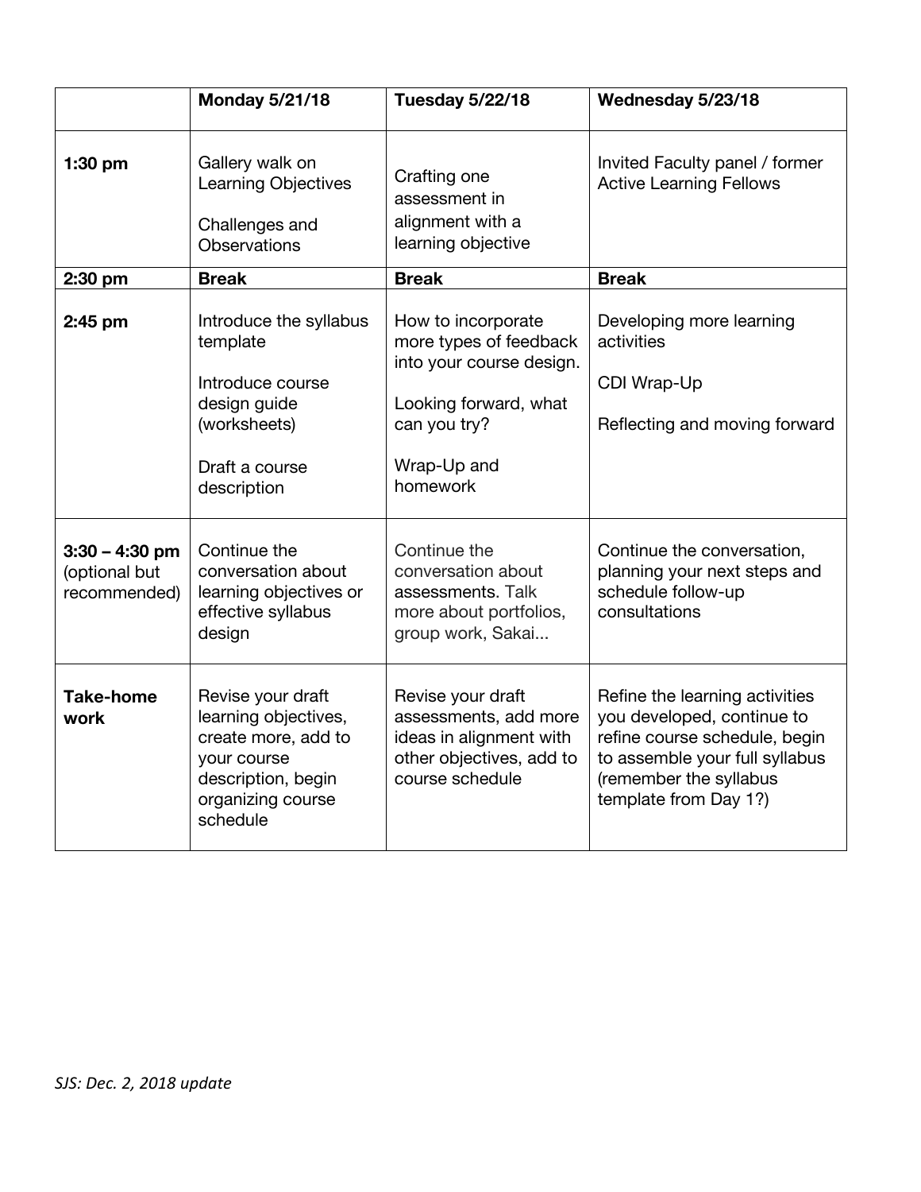| | **Monday 5/21/18** | **Tuesday 5/22/18** | **Wednesday 5/23/18** |
|---|---|---|---|
| **1:30 pm** | Gallery walk on Learning Objectives<br><br>Challenges and Observations | Crafting one assessment in alignment with a learning objective | Invited Faculty panel / former Active Learning Fellows |
| **2:30 pm** | **Break** | **Break** | **Break** |
| **2:45 pm** | Introduce the syllabus template<br><br>Introduce course design guide (worksheets)<br><br>Draft a course description | How to incorporate more types of feedback into your course design.<br><br>Looking forward, what can you try?<br><br>Wrap-Up and homework | Developing more learning activities<br><br>CDI Wrap-Up<br><br>Reflecting and moving forward |
| **3:30 – 4:30 pm** (optional but recommended) | Continue the conversation about learning objectives or effective syllabus design | Continue the conversation about assessments. Talk more about portfolios, group work, Sakai... | Continue the conversation, planning your next steps and schedule follow-up consultations |
| **Take-home work** | Revise your draft learning objectives, create more, add to your course description, begin organizing course schedule | Revise your draft assessments, add more ideas in alignment with other objectives, add to course schedule | Refine the learning activities you developed, continue to refine course schedule, begin to assemble your full syllabus (remember the syllabus template from Day 1?) |

*SJS: Dec. 2, 2018 update*